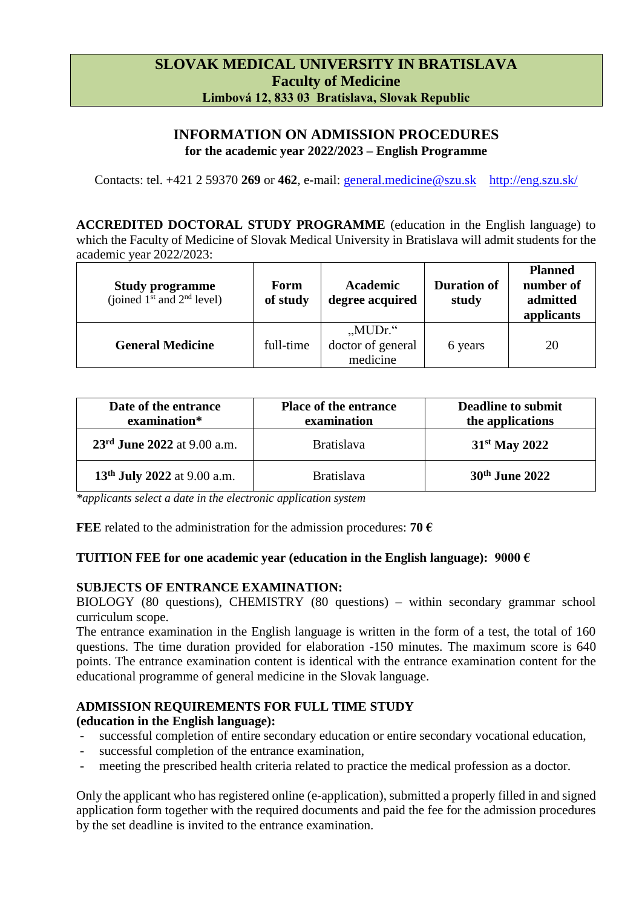# SLOVAK MEDICAL UNIVERSITY IN BRATISLAVA
## Faculty of Medicine
**Limbová 12, 833 03 Bratislava, Slovak Republic**

## INFORMATION ON ADMISSION PROCEDURES
**for the academic year 2022/2023 – English Programme**

Contacts: tel. +421 2 59370 **269** or **462**, e-mail: general.medicine@szu.sk http://eng.szu.sk/

**ACCREDITED DOCTORAL STUDY PROGRAMME** (education in the English language) to which the Faculty of Medicine of Slovak Medical University in Bratislava will admit students for the academic year 2022/2023:

| **Study programme** (joined 1st and 2nd level) | **Form of study** | **Academic degree acquired** | **Duration of study** | **Planned number of admitted applicants** |
|---|---|---|---|---|
| **General Medicine** | full-time | „MUDr.“ doctor of general medicine | 6 years | 20 |

| **Date of the entrance examination*** | **Place of the entrance examination** | **Deadline to submit the applications** |
|---|---|---|
| **23rd June 2022** at 9.00 a.m. | Bratislava | **31st May 2022** |
| **13th July 2022** at 9.00 a.m. | Bratislava | **30th June 2022** |

*\*applicants select a date in the electronic application system*

**FEE** related to the administration for the admission procedures: **70 €**

**TUITION FEE for one academic year (education in the English language): 9000 €**

**SUBJECTS OF ENTRANCE EXAMINATION:**
BIOLOGY (80 questions), CHEMISTRY (80 questions) – within secondary grammar school curriculum scope.
The entrance examination in the English language is written in the form of a test, the total of 160 questions. The time duration provided for elaboration -150 minutes. The maximum score is 640 points. The entrance examination content is identical with the entrance examination content for the educational programme of general medicine in the Slovak language.

**ADMISSION REQUIREMENTS FOR FULL TIME STUDY**
**(education in the English language):**

- successful completion of entire secondary education or entire secondary vocational education,
- successful completion of the entrance examination,
- meeting the prescribed health criteria related to practice the medical profession as a doctor.

Only the applicant who has registered online (e-application), submitted a properly filled in and signed application form together with the required documents and paid the fee for the admission procedures by the set deadline is invited to the entrance examination.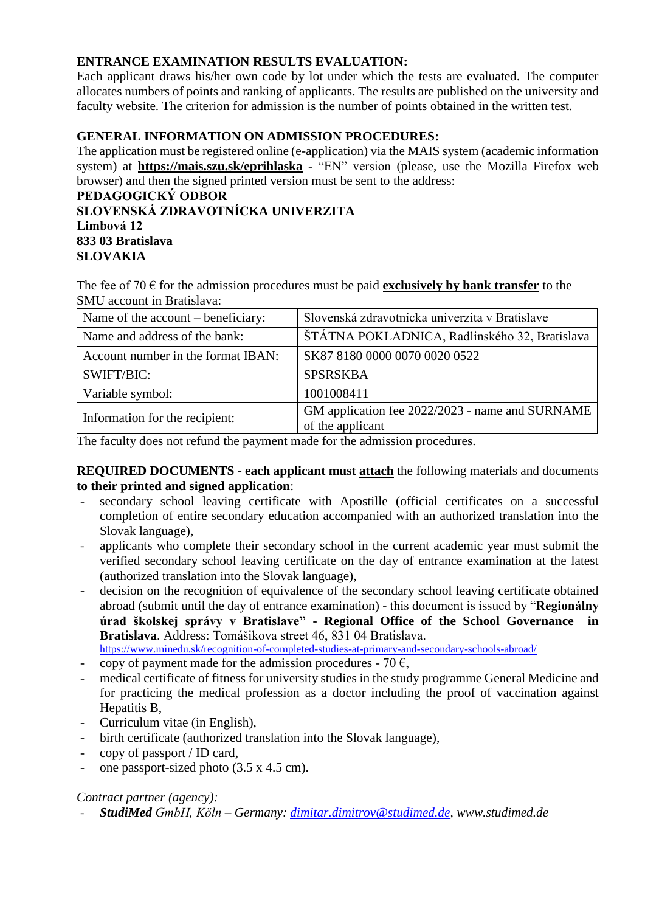**ENTRANCE EXAMINATION RESULTS EVALUATION:**
Each applicant draws his/her own code by lot under which the tests are evaluated. The computer allocates numbers of points and ranking of applicants. The results are published on the university and faculty website. The criterion for admission is the number of points obtained in the written test.

**GENERAL INFORMATION ON ADMISSION PROCEDURES:**
The application must be registered online (e-application) via the MAIS system (academic information system) at **https://mais.szu.sk/eprihlaska** - "EN" version (please, use the Mozilla Firefox web browser) and then the signed printed version must be sent to the address:

**PEDAGOGICKÝ ODBOR**
**SLOVENSKÁ ZDRAVOTNÍCKA UNIVERZITA**
**Limbová 12**
**833 03 Bratislava**
**SLOVAKIA**

The fee of 70 € for the admission procedures must be paid **exclusively by bank transfer** to the SMU account in Bratislava:

| Name of the account – beneficiary: | Slovenská zdravotnícka univerzita v Bratislave |
|---|---|
| Name and address of the bank: | ŠTÁTNA POKLADNICA, Radlinského 32, Bratislava |
| Account number in the format IBAN: | SK87 8180 0000 0070 0020 0522 |
| SWIFT/BIC: | SPSRSKBA |
| Variable symbol: | 1001008411 |
| Information for the recipient: | GM application fee 2022/2023 - name and SURNAME of the applicant |

The faculty does not refund the payment made for the admission procedures.

**REQUIRED DOCUMENTS - each applicant must attach** the following materials and documents **to their printed and signed application**:

- secondary school leaving certificate with Apostille (official certificates on a successful completion of entire secondary education accompanied with an authorized translation into the Slovak language),
- applicants who complete their secondary school in the current academic year must submit the verified secondary school leaving certificate on the day of entrance examination at the latest (authorized translation into the Slovak language),
- decision on the recognition of equivalence of the secondary school leaving certificate obtained abroad (submit until the day of entrance examination) - this document is issued by "**Regionálny úrad školskej správy v Bratislave**" - **Regional Office of the School Governance in Bratislava**. Address: Tomášikova street 46, 831 04 Bratislava.
  https://www.minedu.sk/recognition-of-completed-studies-at-primary-and-secondary-schools-abroad/
- copy of payment made for the admission procedures - 70 €,
- medical certificate of fitness for university studies in the study programme General Medicine and for practicing the medical profession as a doctor including the proof of vaccination against Hepatitis B,
- Curriculum vitae (in English),
- birth certificate (authorized translation into the Slovak language),
- copy of passport / ID card,
- one passport-sized photo (3.5 x 4.5 cm).

*Contract partner (agency):*

- ***StudiMed** GmbH, Köln – Germany: dimitar.dimitrov@studimed.de, www.studimed.de*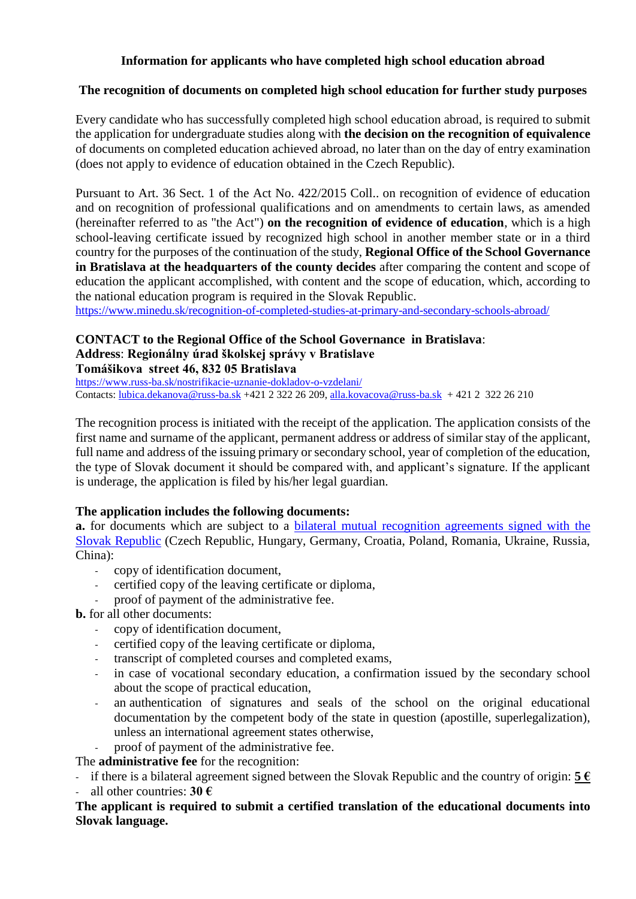**Information for applicants who have completed high school education abroad**

**The recognition of documents on completed high school education for further study purposes**

Every candidate who has successfully completed high school education abroad, is required to submit the application for undergraduate studies along with **the decision on the recognition of equivalence** of documents on completed education achieved abroad, no later than on the day of entry examination (does not apply to evidence of education obtained in the Czech Republic).

Pursuant to Art. 36 Sect. 1 of the Act No. 422/2015 Coll.. on recognition of evidence of education and on recognition of professional qualifications and on amendments to certain laws, as amended (hereinafter referred to as "the Act") **on the recognition of evidence of education**, which is a high school-leaving certificate issued by recognized high school in another member state or in a third country for the purposes of the continuation of the study, **Regional Office of the School Governance in Bratislava at the headquarters of the county decides** after comparing the content and scope of education the applicant accomplished, with content and the scope of education, which, according to the national education program is required in the Slovak Republic.
https://www.minedu.sk/recognition-of-completed-studies-at-primary-and-secondary-schools-abroad/

**CONTACT to the Regional Office of the School Governance in Bratislava**:
**Address**: **Regionálny úrad školskej správy v Bratislave**
**Tomášikova street 46, 832 05 Bratislava**
https://www.russ-ba.sk/nostrifikacie-uznanie-dokladov-o-vzdelani/
Contacts: lubica.dekanova@russ-ba.sk +421 2 322 26 209, alla.kovacova@russ-ba.sk + 421 2 322 26 210

The recognition process is initiated with the receipt of the application. The application consists of the first name and surname of the applicant, permanent address or address of similar stay of the applicant, full name and address of the issuing primary or secondary school, year of completion of the education, the type of Slovak document it should be compared with, and applicant's signature. If the applicant is underage, the application is filed by his/her legal guardian.

**The application includes the following documents:**

**a.** for documents which are subject to a bilateral mutual recognition agreements signed with the Slovak Republic (Czech Republic, Hungary, Germany, Croatia, Poland, Romania, Ukraine, Russia, China):

- copy of identification document,
- certified copy of the leaving certificate or diploma,
- proof of payment of the administrative fee.

**b.** for all other documents:

- copy of identification document,
- certified copy of the leaving certificate or diploma,
- transcript of completed courses and completed exams,
- in case of vocational secondary education, a confirmation issued by the secondary school about the scope of practical education,
- an authentication of signatures and seals of the school on the original educational documentation by the competent body of the state in question (apostille, superlegalization), unless an international agreement states otherwise,
- proof of payment of the administrative fee.

The **administrative fee** for the recognition:

- if there is a bilateral agreement signed between the Slovak Republic and the country of origin: **5 €**
- all other countries: **30 €**

**The applicant is required to submit a certified translation of the educational documents into Slovak language.**